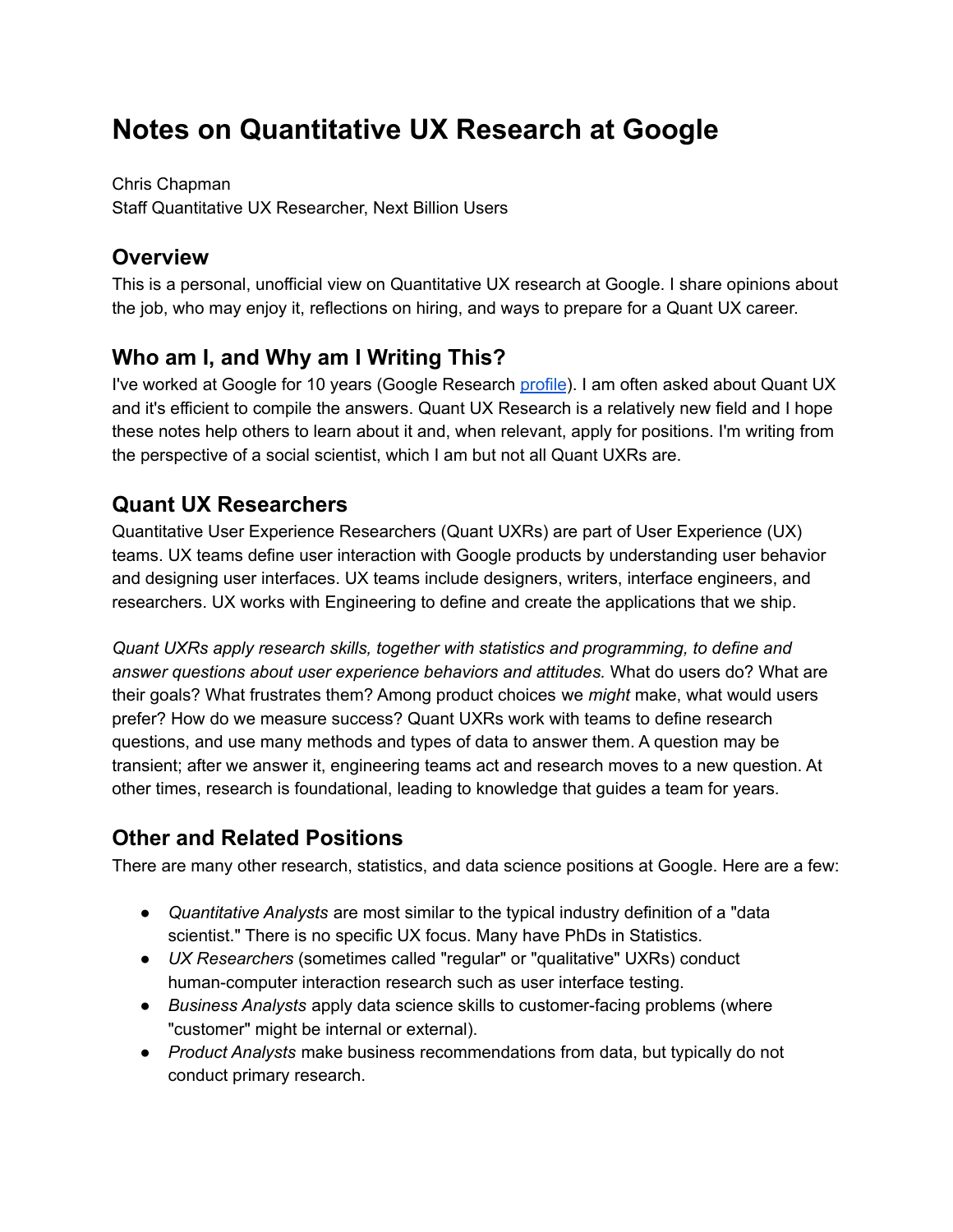# Notes on Quantitative UX Research at Google

Chris Chapman
Staff Quantitative UX Researcher, Next Billion Users

## Overview

This is a personal, unofficial view on Quantitative UX research at Google. I share opinions about the job, who may enjoy it, reflections on hiring, and ways to prepare for a Quant UX career.

## Who am I, and Why am I Writing This?

I've worked at Google for 10 years (Google Research profile). I am often asked about Quant UX and it's efficient to compile the answers. Quant UX Research is a relatively new field and I hope these notes help others to learn about it and, when relevant, apply for positions. I'm writing from the perspective of a social scientist, which I am but not all Quant UXRs are.

## Quant UX Researchers

Quantitative User Experience Researchers (Quant UXRs) are part of User Experience (UX) teams. UX teams define user interaction with Google products by understanding user behavior and designing user interfaces. UX teams include designers, writers, interface engineers, and researchers. UX works with Engineering to define and create the applications that we ship.

*Quant UXRs apply research skills, together with statistics and programming, to define and answer questions about user experience behaviors and attitudes.* What do users do? What are their goals? What frustrates them? Among product choices we *might* make, what would users prefer? How do we measure success? Quant UXRs work with teams to define research questions, and use many methods and types of data to answer them. A question may be transient; after we answer it, engineering teams act and research moves to a new question. At other times, research is foundational, leading to knowledge that guides a team for years.

## Other and Related Positions

There are many other research, statistics, and data science positions at Google. Here are a few:

- *Quantitative Analysts* are most similar to the typical industry definition of a "data scientist." There is no specific UX focus. Many have PhDs in Statistics.
- *UX Researchers* (sometimes called "regular" or "qualitative" UXRs) conduct human-computer interaction research such as user interface testing.
- *Business Analysts* apply data science skills to customer-facing problems (where "customer" might be internal or external).
- *Product Analysts* make business recommendations from data, but typically do not conduct primary research.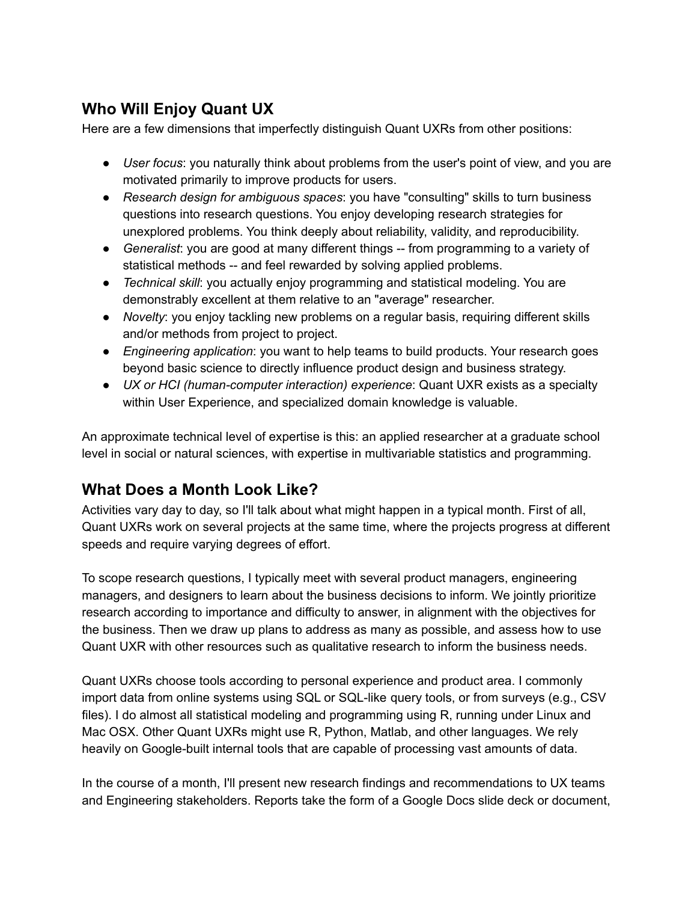## Who Will Enjoy Quant UX

Here are a few dimensions that imperfectly distinguish Quant UXRs from other positions:

- *User focus*: you naturally think about problems from the user's point of view, and you are motivated primarily to improve products for users.
- *Research design for ambiguous spaces*: you have "consulting" skills to turn business questions into research questions. You enjoy developing research strategies for unexplored problems. You think deeply about reliability, validity, and reproducibility.
- *Generalist*: you are good at many different things -- from programming to a variety of statistical methods -- and feel rewarded by solving applied problems.
- *Technical skill*: you actually enjoy programming and statistical modeling. You are demonstrably excellent at them relative to an "average" researcher.
- *Novelty*: you enjoy tackling new problems on a regular basis, requiring different skills and/or methods from project to project.
- *Engineering application*: you want to help teams to build products. Your research goes beyond basic science to directly influence product design and business strategy.
- *UX or HCI (human-computer interaction) experience*: Quant UXR exists as a specialty within User Experience, and specialized domain knowledge is valuable.

An approximate technical level of expertise is this: an applied researcher at a graduate school level in social or natural sciences, with expertise in multivariable statistics and programming.

## What Does a Month Look Like?

Activities vary day to day, so I'll talk about what might happen in a typical month. First of all, Quant UXRs work on several projects at the same time, where the projects progress at different speeds and require varying degrees of effort.

To scope research questions, I typically meet with several product managers, engineering managers, and designers to learn about the business decisions to inform. We jointly prioritize research according to importance and difficulty to answer, in alignment with the objectives for the business. Then we draw up plans to address as many as possible, and assess how to use Quant UXR with other resources such as qualitative research to inform the business needs.

Quant UXRs choose tools according to personal experience and product area. I commonly import data from online systems using SQL or SQL-like query tools, or from surveys (e.g., CSV files). I do almost all statistical modeling and programming using R, running under Linux and Mac OSX. Other Quant UXRs might use R, Python, Matlab, and other languages. We rely heavily on Google-built internal tools that are capable of processing vast amounts of data.

In the course of a month, I'll present new research findings and recommendations to UX teams and Engineering stakeholders. Reports take the form of a Google Docs slide deck or document,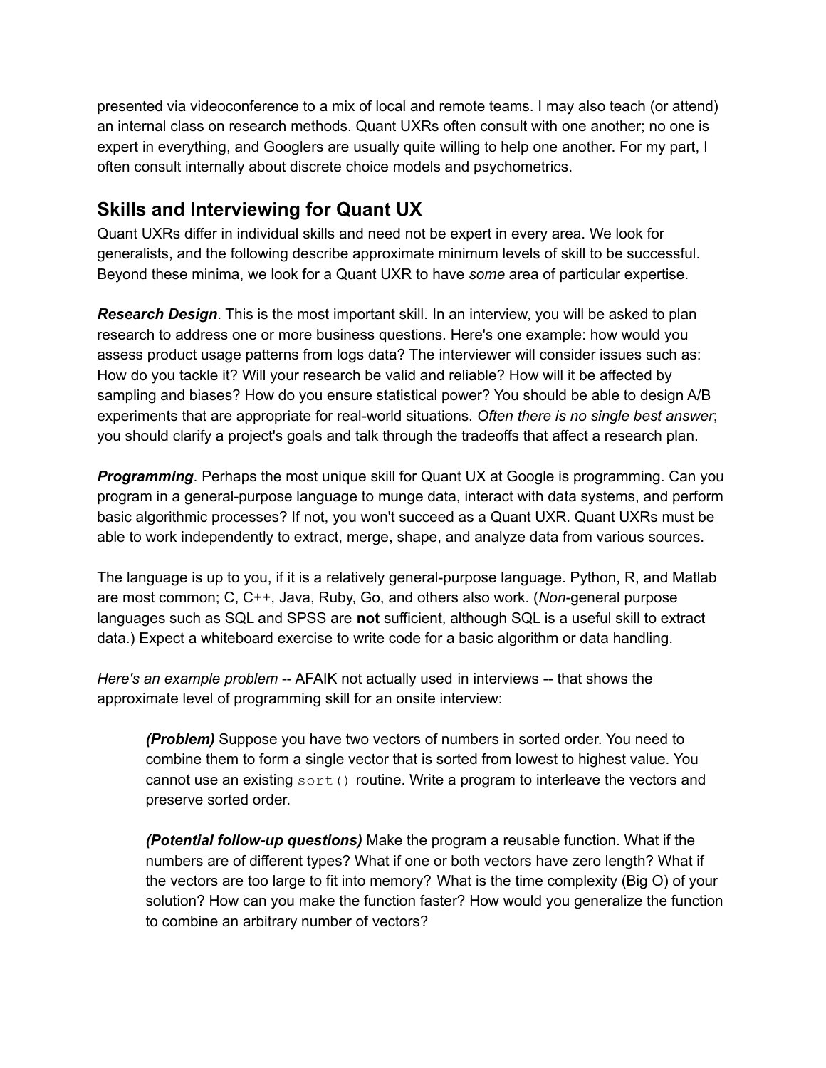presented via videoconference to a mix of local and remote teams. I may also teach (or attend) an internal class on research methods. Quant UXRs often consult with one another; no one is expert in everything, and Googlers are usually quite willing to help one another. For my part, I often consult internally about discrete choice models and psychometrics.

## Skills and Interviewing for Quant UX

Quant UXRs differ in individual skills and need not be expert in every area. We look for generalists, and the following describe approximate minimum levels of skill to be successful. Beyond these minima, we look for a Quant UXR to have *some* area of particular expertise.

***Research Design***. This is the most important skill. In an interview, you will be asked to plan research to address one or more business questions. Here's one example: how would you assess product usage patterns from logs data? The interviewer will consider issues such as: How do you tackle it? Will your research be valid and reliable? How will it be affected by sampling and biases? How do you ensure statistical power? You should be able to design A/B experiments that are appropriate for real-world situations. *Often there is no single best answer*; you should clarify a project's goals and talk through the tradeoffs that affect a research plan.

***Programming***. Perhaps the most unique skill for Quant UX at Google is programming. Can you program in a general-purpose language to munge data, interact with data systems, and perform basic algorithmic processes? If not, you won't succeed as a Quant UXR. Quant UXRs must be able to work independently to extract, merge, shape, and analyze data from various sources.

The language is up to you, if it is a relatively general-purpose language. Python, R, and Matlab are most common; C, C++, Java, Ruby, Go, and others also work. (*Non*-general purpose languages such as SQL and SPSS are **not** sufficient, although SQL is a useful skill to extract data.) Expect a whiteboard exercise to write code for a basic algorithm or data handling.

*Here's an example problem* -- AFAIK not actually used in interviews -- that shows the approximate level of programming skill for an onsite interview:

> ***(Problem)*** Suppose you have two vectors of numbers in sorted order. You need to combine them to form a single vector that is sorted from lowest to highest value. You cannot use an existing `sort()` routine. Write a program to interleave the vectors and preserve sorted order.
>
> ***(Potential follow-up questions)*** Make the program a reusable function. What if the numbers are of different types? What if one or both vectors have zero length? What if the vectors are too large to fit into memory? What is the time complexity (Big O) of your solution? How can you make the function faster? How would you generalize the function to combine an arbitrary number of vectors?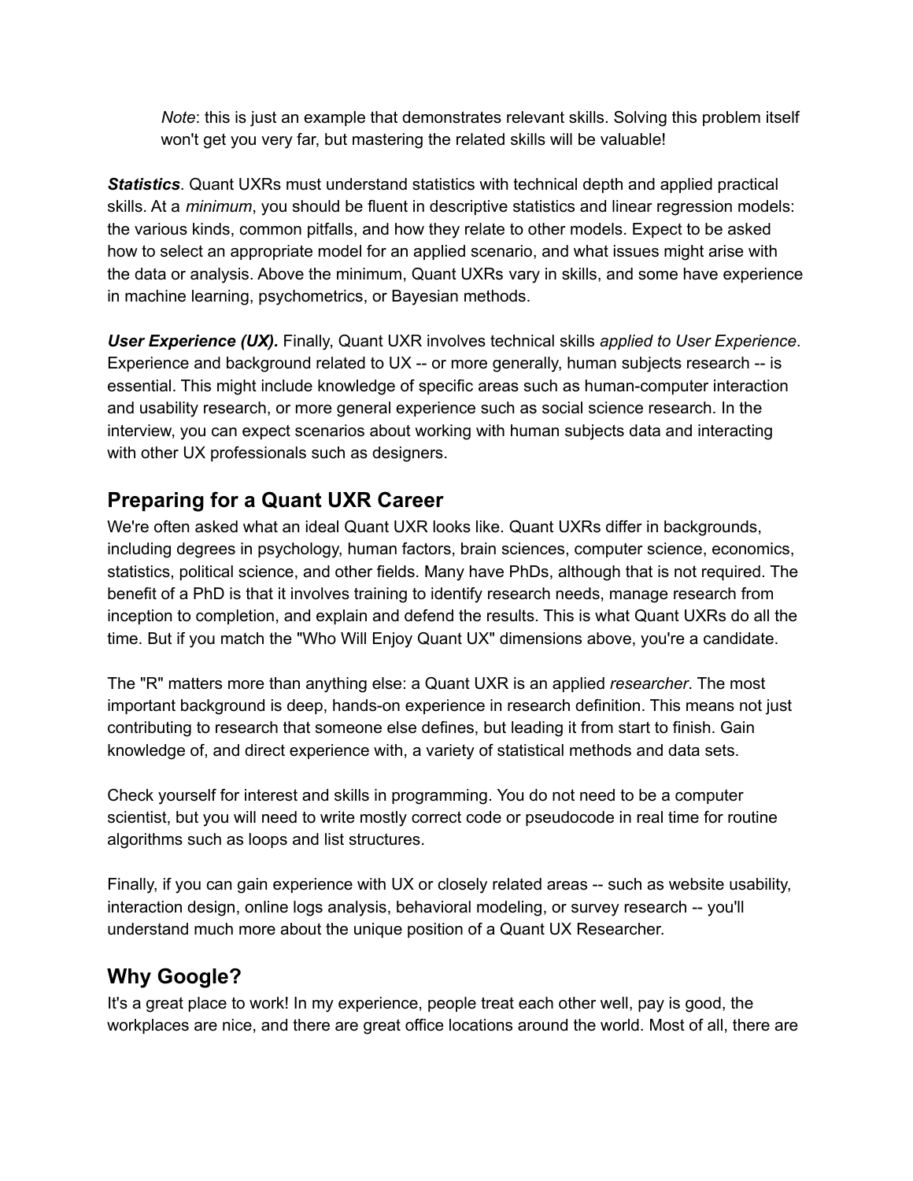*Note*: this is just an example that demonstrates relevant skills. Solving this problem itself won't get you very far, but mastering the related skills will be valuable!

***Statistics***. Quant UXRs must understand statistics with technical depth and applied practical skills. At a *minimum*, you should be fluent in descriptive statistics and linear regression models: the various kinds, common pitfalls, and how they relate to other models. Expect to be asked how to select an appropriate model for an applied scenario, and what issues might arise with the data or analysis. Above the minimum, Quant UXRs vary in skills, and some have experience in machine learning, psychometrics, or Bayesian methods.

***User Experience (UX).*** Finally, Quant UXR involves technical skills *applied to User Experience*. Experience and background related to UX -- or more generally, human subjects research -- is essential. This might include knowledge of specific areas such as human-computer interaction and usability research, or more general experience such as social science research. In the interview, you can expect scenarios about working with human subjects data and interacting with other UX professionals such as designers.

## Preparing for a Quant UXR Career

We're often asked what an ideal Quant UXR looks like. Quant UXRs differ in backgrounds, including degrees in psychology, human factors, brain sciences, computer science, economics, statistics, political science, and other fields. Many have PhDs, although that is not required. The benefit of a PhD is that it involves training to identify research needs, manage research from inception to completion, and explain and defend the results. This is what Quant UXRs do all the time. But if you match the "Who Will Enjoy Quant UX" dimensions above, you're a candidate.

The "R" matters more than anything else: a Quant UXR is an applied *researcher*. The most important background is deep, hands-on experience in research definition. This means not just contributing to research that someone else defines, but leading it from start to finish. Gain knowledge of, and direct experience with, a variety of statistical methods and data sets.

Check yourself for interest and skills in programming. You do not need to be a computer scientist, but you will need to write mostly correct code or pseudocode in real time for routine algorithms such as loops and list structures.

Finally, if you can gain experience with UX or closely related areas -- such as website usability, interaction design, online logs analysis, behavioral modeling, or survey research -- you'll understand much more about the unique position of a Quant UX Researcher.

## Why Google?

It's a great place to work! In my experience, people treat each other well, pay is good, the workplaces are nice, and there are great office locations around the world. Most of all, there are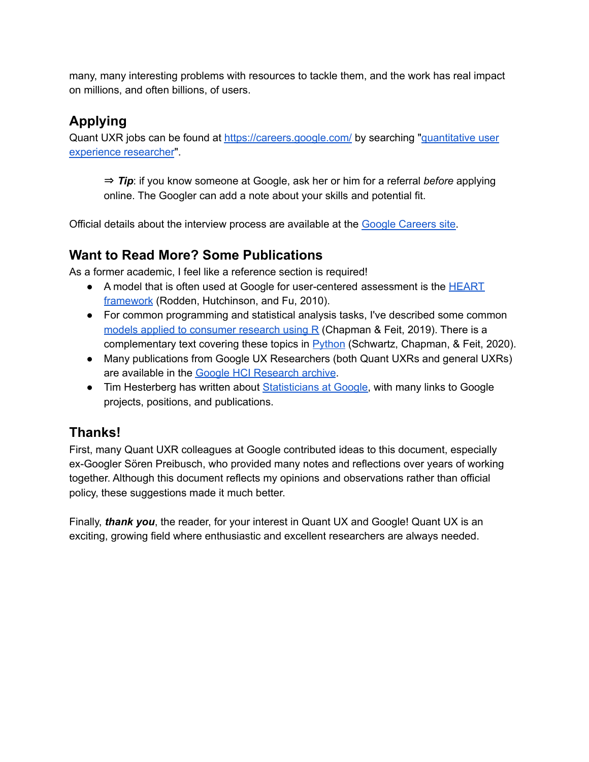many, many interesting problems with resources to tackle them, and the work has real impact on millions, and often billions, of users.

## Applying

Quant UXR jobs can be found at [https://careers.google.com/](https://careers.google.com/) by searching "[quantitative user experience researcher](#)".

> ⇒ ***Tip***: if you know someone at Google, ask her or him for a referral *before* applying online. The Googler can add a note about your skills and potential fit.

Official details about the interview process are available at the [Google Careers site](#).

## Want to Read More? Some Publications

As a former academic, I feel like a reference section is required!

- A model that is often used at Google for user-centered assessment is the [HEART framework](#) (Rodden, Hutchinson, and Fu, 2010).
- For common programming and statistical analysis tasks, I've described some common [models applied to consumer research using R](#) (Chapman & Feit, 2019). There is a complementary text covering these topics in [Python](#) (Schwartz, Chapman, & Feit, 2020).
- Many publications from Google UX Researchers (both Quant UXRs and general UXRs) are available in the [Google HCI Research archive](#).
- Tim Hesterberg has written about [Statisticians at Google](#), with many links to Google projects, positions, and publications.

## Thanks!

First, many Quant UXR colleagues at Google contributed ideas to this document, especially ex-Googler Sören Preibusch, who provided many notes and reflections over years of working together. Although this document reflects my opinions and observations rather than official policy, these suggestions made it much better.

Finally, ***thank you***, the reader, for your interest in Quant UX and Google! Quant UX is an exciting, growing field where enthusiastic and excellent researchers are always needed.